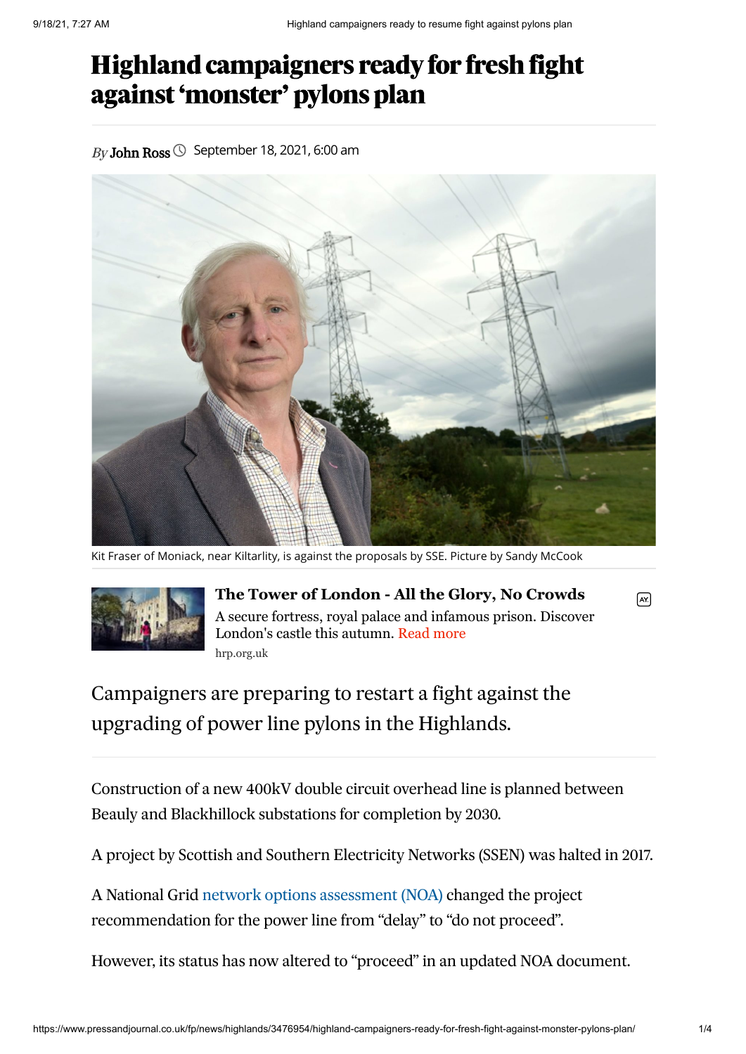# Highland campaigners ready for fresh fight against 'monster' pylons plan

*By* **John Ross** September 18, 2021, 6:00 am

Kit Fraser of Moniack, near Kiltarlity, is against the proposals by SSE. Picture by Sandy McCook

**The Tower of London - All the Glory, No Crowds**

A secure fortress, royal palace and infamous prison. Discover London's castle this autumn. Read more

hrp.org.uk

Campaigners are preparing to restart a fight against the upgrading of power line pylons in the Highlands.

Construction of a new 400kV double circuit overhead line is planned between Beauly and Blackhillock substations for completion by 2030.

A project by Scottish and Southern Electricity Networks (SSEN) was halted in 2017.

A National Grid network options assessment (NOA) changed the project recommendation for the power line from "delay" to "do not proceed".

However, its status has now altered to "proceed" in an updated NOA document.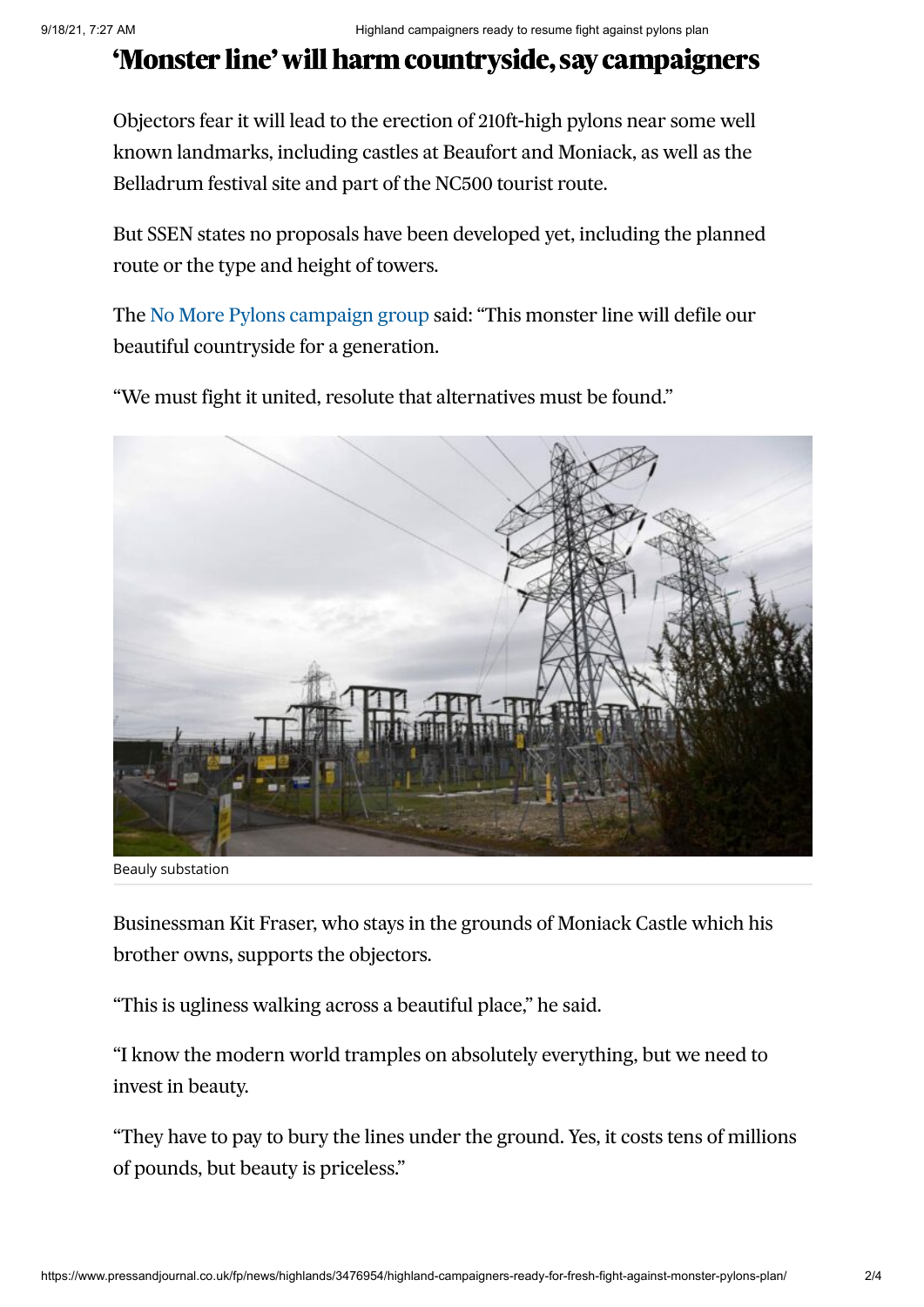# 'Monster line' will harm countryside, say campaigners

Objectors fear it will lead to the erection of 210ft-high pylons near some well known landmarks, including castles at Beaufort and Moniack, as well as the Belladrum festival site and part of the NC500 tourist route.

But SSEN states no proposals have been developed yet, including the planned route or the type and height of towers.

The No More Pylons campaign group said: "This monster line will defile our beautiful countryside for a generation.

"We must fight it united, resolute that alternatives must be found."

Beauly substation

Businessman Kit Fraser, who stays in the grounds of Moniack Castle which his brother owns, supports the objectors.

"This is ugliness walking across a beautiful place," he said.

"I know the modern world tramples on absolutely everything, but we need to invest in beauty.

"They have to pay to bury the lines under the ground. Yes, it costs tens of millions of pounds, but beauty is priceless."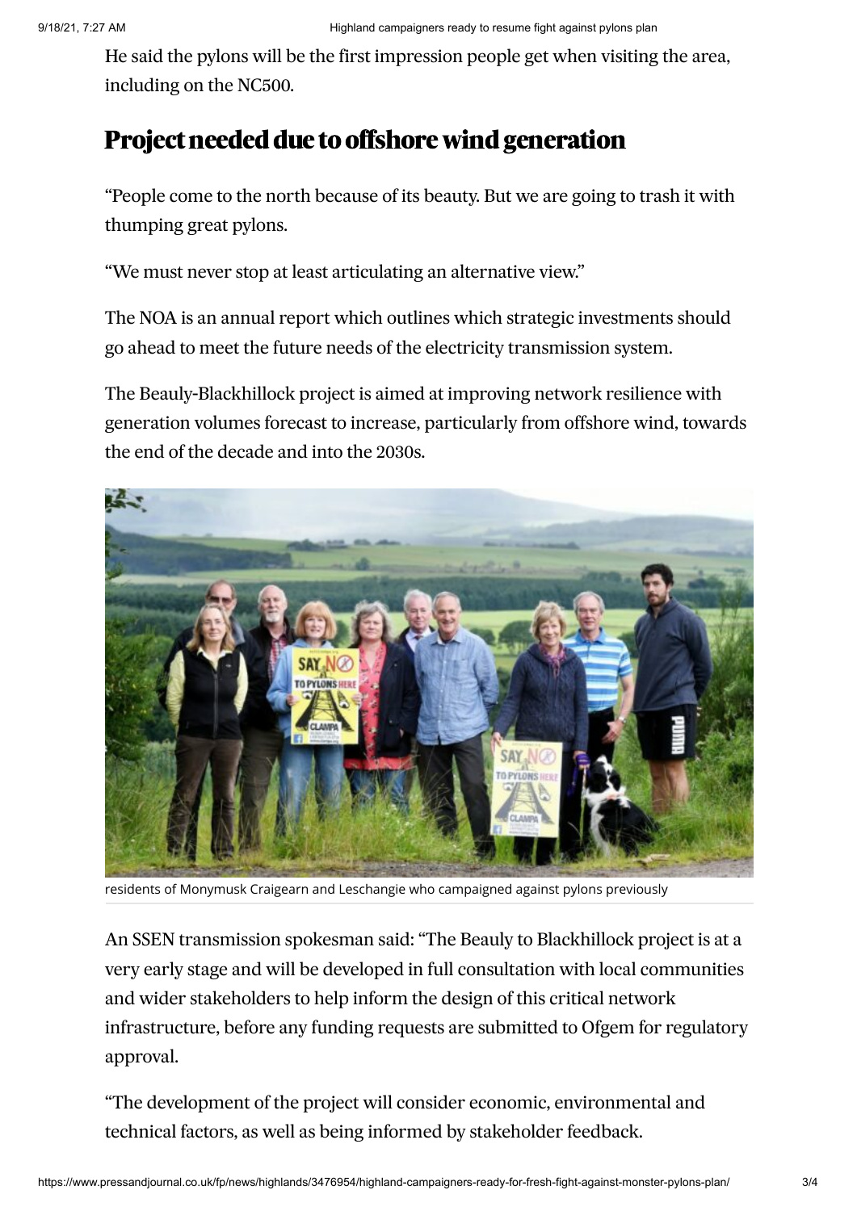He said the pylons will be the first impression people get when visiting the area, including on the NC500.

## Project needed due to offshore wind generation

"People come to the north because of its beauty. But we are going to trash it with thumping great pylons.

"We must never stop at least articulating an alternative view."

The NOA is an annual report which outlines which strategic investments should go ahead to meet the future needs of the electricity transmission system.

The Beauly-Blackhillock project is aimed at improving network resilience with generation volumes forecast to increase, particularly from offshore wind, towards the end of the decade and into the 2030s.

residents of Monymusk Craigearn and Leschangie who campaigned against pylons previously

An SSEN transmission spokesman said: "The Beauly to Blackhillock project is at a very early stage and will be developed in full consultation with local communities and wider stakeholders to help inform the design of this critical network infrastructure, before any funding requests are submitted to Ofgem for regulatory approval.

"The development of the project will consider economic, environmental and technical factors, as well as being informed by stakeholder feedback.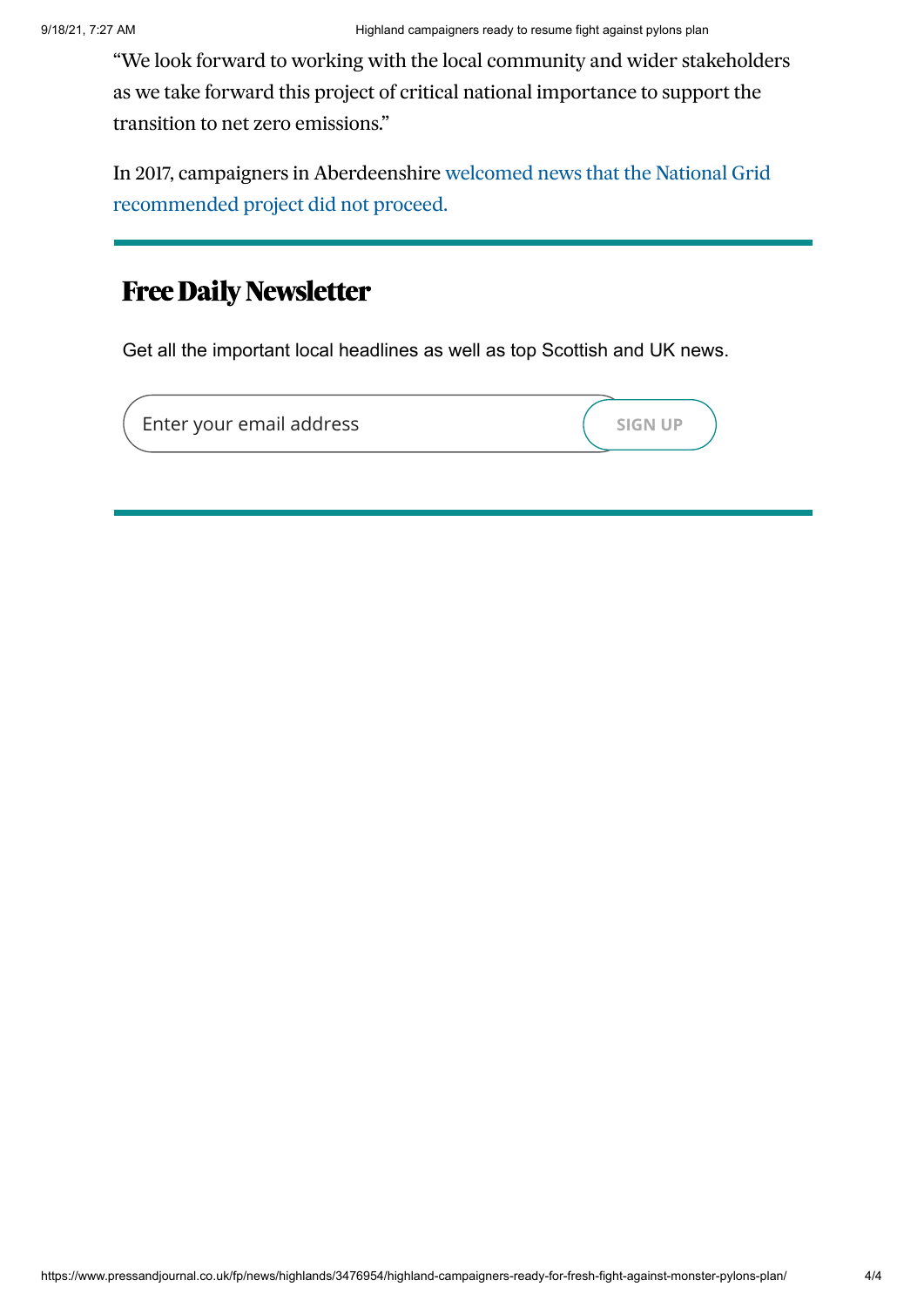"We look forward to working with the local community and wider stakeholders as we take forward this project of critical national importance to support the transition to net zero emissions."

In 2017, campaigners in Aberdeenshire welcomed news that the National Grid recommended project did not proceed.

## Free Daily Newsletter

Get all the important local headlines as well as top Scottish and UK news.

Enter your email address

SIGN UP